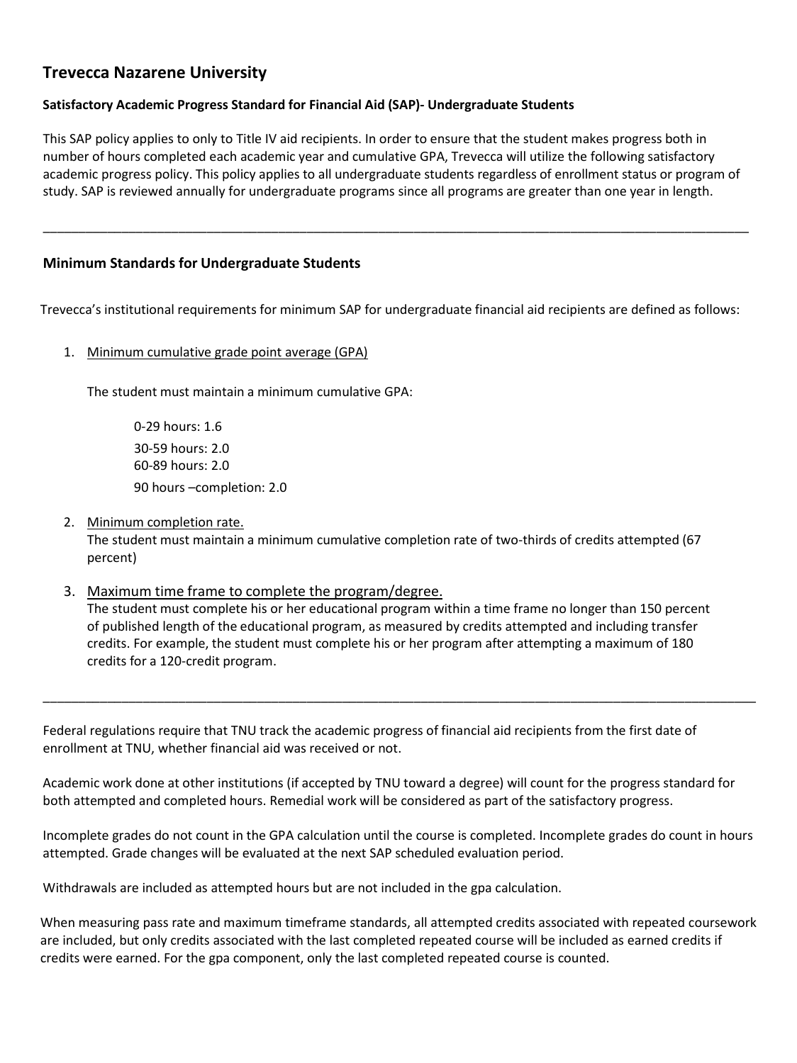# Trevecca Nazarene University

**Satisfactory Academic Progress Standard for Financial Aid (SAP)- Undergraduate Students**

This SAP policy applies to only to Title IV aid recipients. In order to ensure that the student makes progress both in number of hours completed each academic year and cumulative GPA, Trevecca will utilize the following satisfactory academic progress policy. This policy applies to all undergraduate students regardless of enrollment status or program of study. SAP is reviewed annually for undergraduate programs since all programs are greater than one year in length.

---

## Minimum Standards for Undergraduate Students

Trevecca's institutional requirements for minimum SAP for undergraduate financial aid recipients are defined as follows:

1. Minimum cumulative grade point average (GPA)

   The student must maintain a minimum cumulative GPA:

   0-29 hours: 1.6  
   30-59 hours: 2.0  
   60-89 hours: 2.0  
   90 hours –completion: 2.0

2. Minimum completion rate.  
   The student must maintain a minimum cumulative completion rate of two-thirds of credits attempted (67 percent)

3. Maximum time frame to complete the program/degree.  
   The student must complete his or her educational program within a time frame no longer than 150 percent of published length of the educational program, as measured by credits attempted and including transfer credits. For example, the student must complete his or her program after attempting a maximum of 180 credits for a 120-credit program.

---

Federal regulations require that TNU track the academic progress of financial aid recipients from the first date of enrollment at TNU, whether financial aid was received or not.

Academic work done at other institutions (if accepted by TNU toward a degree) will count for the progress standard for both attempted and completed hours. Remedial work will be considered as part of the satisfactory progress.

Incomplete grades do not count in the GPA calculation until the course is completed. Incomplete grades do count in hours attempted. Grade changes will be evaluated at the next SAP scheduled evaluation period.

Withdrawals are included as attempted hours but are not included in the gpa calculation.

When measuring pass rate and maximum timeframe standards, all attempted credits associated with repeated coursework are included, but only credits associated with the last completed repeated course will be included as earned credits if credits were earned. For the gpa component, only the last completed repeated course is counted.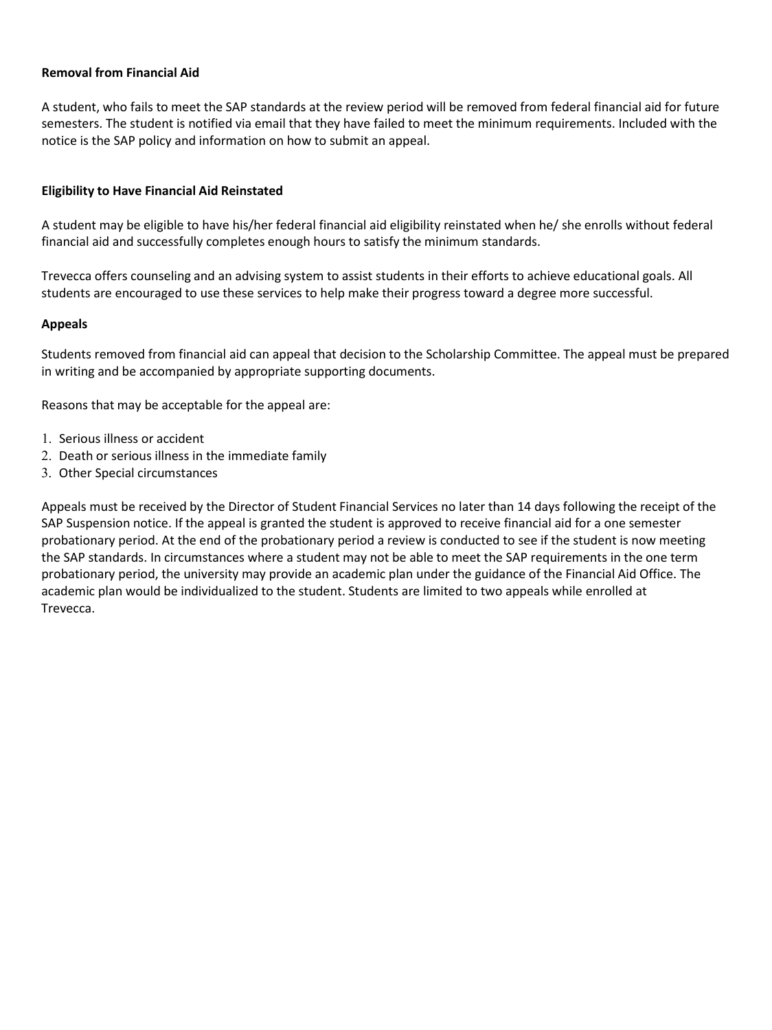**Removal from Financial Aid**

A student, who fails to meet the SAP standards at the review period will be removed from federal financial aid for future semesters. The student is notified via email that they have failed to meet the minimum requirements. Included with the notice is the SAP policy and information on how to submit an appeal.

**Eligibility to Have Financial Aid Reinstated**

A student may be eligible to have his/her federal financial aid eligibility reinstated when he/ she enrolls without federal financial aid and successfully completes enough hours to satisfy the minimum standards.

Trevecca offers counseling and an advising system to assist students in their efforts to achieve educational goals. All students are encouraged to use these services to help make their progress toward a degree more successful.

**Appeals**

Students removed from financial aid can appeal that decision to the Scholarship Committee. The appeal must be prepared in writing and be accompanied by appropriate supporting documents.

Reasons that may be acceptable for the appeal are:

1. Serious illness or accident
2. Death or serious illness in the immediate family
3. Other Special circumstances

Appeals must be received by the Director of Student Financial Services no later than 14 days following the receipt of the SAP Suspension notice. If the appeal is granted the student is approved to receive financial aid for a one semester probationary period. At the end of the probationary period a review is conducted to see if the student is now meeting the SAP standards. In circumstances where a student may not be able to meet the SAP requirements in the one term probationary period, the university may provide an academic plan under the guidance of the Financial Aid Office. The academic plan would be individualized to the student. Students are limited to two appeals while enrolled at Trevecca.